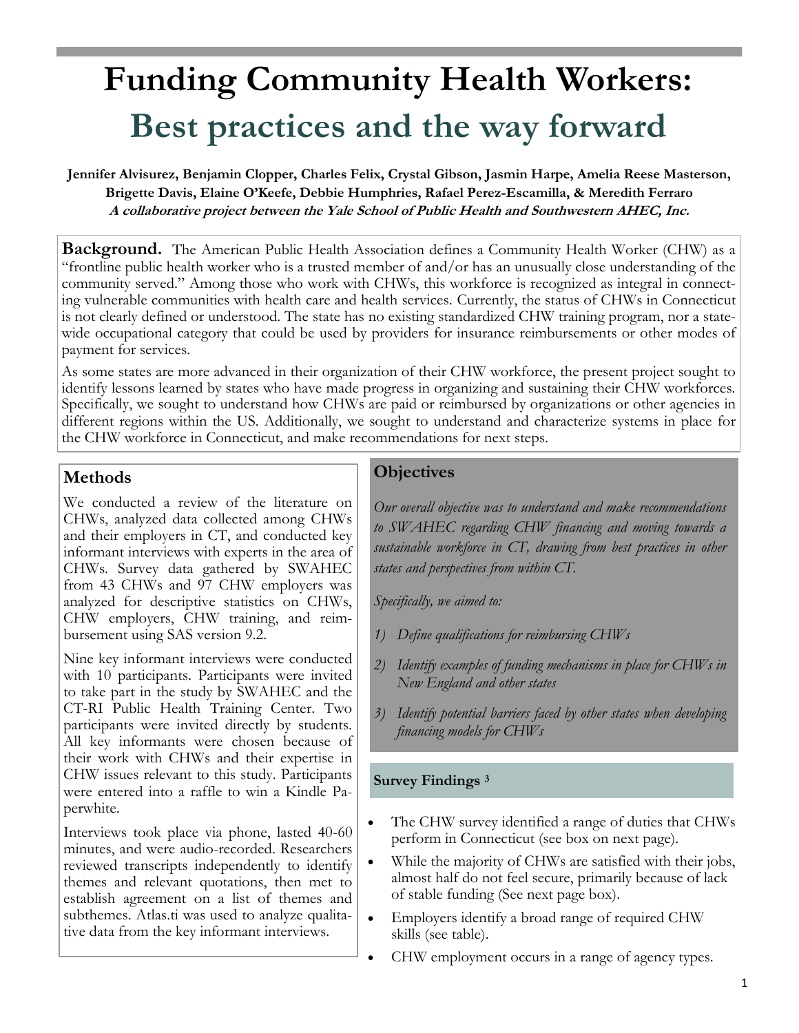# Funding Community Health Workers:

## Best practices and the way forward

**Jennifer Alvisurez, Benjamin Clopper, Charles Felix, Crystal Gibson, Jasmin Harpe, Amelia Reese Masterson, Brigette Davis, Elaine O'Keefe, Debbie Humphries, Rafael Perez-Escamilla, & Meredith Ferraro**

***A collaborative project between the Yale School of Public Health and Southwestern AHEC, Inc.***

**Background.** The American Public Health Association defines a Community Health Worker (CHW) as a "frontline public health worker who is a trusted member of and/or has an unusually close understanding of the community served." Among those who work with CHWs, this workforce is recognized as integral in connecting vulnerable communities with health care and health services. Currently, the status of CHWs in Connecticut is not clearly defined or understood. The state has no existing standardized CHW training program, nor a statewide occupational category that could be used by providers for insurance reimbursements or other modes of payment for services.

As some states are more advanced in their organization of their CHW workforce, the present project sought to identify lessons learned by states who have made progress in organizing and sustaining their CHW workforces. Specifically, we sought to understand how CHWs are paid or reimbursed by organizations or other agencies in different regions within the US. Additionally, we sought to understand and characterize systems in place for the CHW workforce in Connecticut, and make recommendations for next steps.

### Methods

We conducted a review of the literature on CHWs, analyzed data collected among CHWs and their employers in CT, and conducted key informant interviews with experts in the area of CHWs. Survey data gathered by SWAHEC from 43 CHWs and 97 CHW employers was analyzed for descriptive statistics on CHWs, CHW employers, CHW training, and reimbursement using SAS version 9.2.

Nine key informant interviews were conducted with 10 participants. Participants were invited to take part in the study by SWAHEC and the CT-RI Public Health Training Center. Two participants were invited directly by students. All key informants were chosen because of their work with CHWs and their expertise in CHW issues relevant to this study. Participants were entered into a raffle to win a Kindle Paperwhite.

Interviews took place via phone, lasted 40-60 minutes, and were audio-recorded. Researchers reviewed transcripts independently to identify themes and relevant quotations, then met to establish agreement on a list of themes and subthemes. Atlas.ti was used to analyze qualitative data from the key informant interviews.

### Objectives

*Our overall objective was to understand and make recommendations to SWAHEC regarding CHW financing and moving towards a sustainable workforce in CT, drawing from best practices in other states and perspectives from within CT.*

*Specifically, we aimed to:*

1) *Define qualifications for reimbursing CHWs*
2) *Identify examples of funding mechanisms in place for CHWs in New England and other states*
3) *Identify potential barriers faced by other states when developing financing models for CHWs*

### Survey Findings [3]

- The CHW survey identified a range of duties that CHWs perform in Connecticut (see box on next page).
- While the majority of CHWs are satisfied with their jobs, almost half do not feel secure, primarily because of lack of stable funding (See next page box).
- Employers identify a broad range of required CHW skills (see table).
- CHW employment occurs in a range of agency types.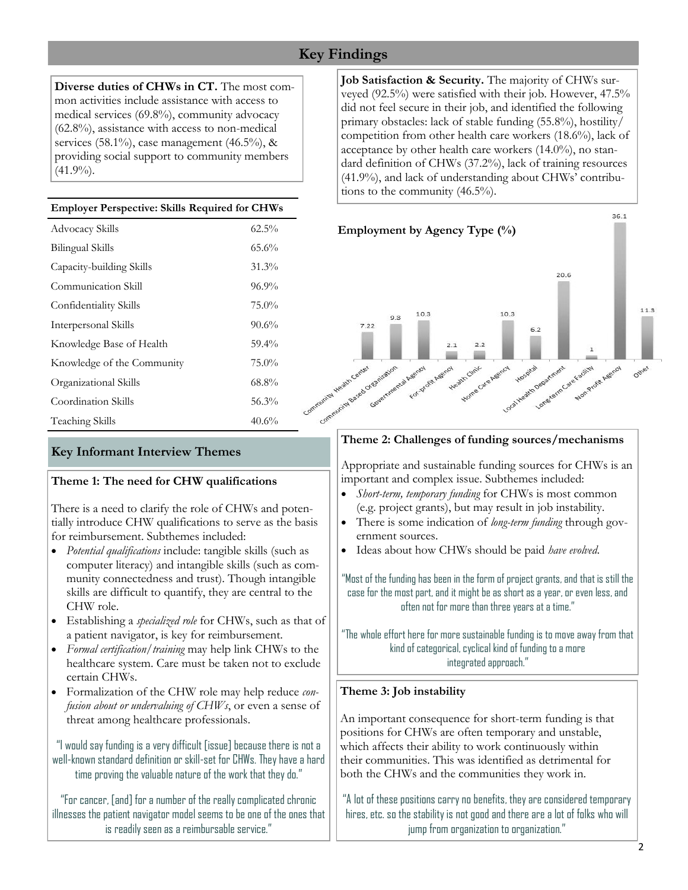## Key Findings

**Diverse duties of CHWs in CT.** The most common activities include assistance with access to medical services (69.8%), community advocacy (62.8%), assistance with access to non-medical services (58.1%), case management (46.5%), & providing social support to community members (41.9%).

**Employer Perspective: Skills Required for CHWs**

| Skill | % |
|---|---|
| Advocacy Skills | 62.5% |
| Bilingual Skills | 65.6% |
| Capacity-building Skills | 31.3% |
| Communication Skill | 96.9% |
| Confidentiality Skills | 75.0% |
| Interpersonal Skills | 90.6% |
| Knowledge Base of Health | 59.4% |
| Knowledge of the Community | 75.0% |
| Organizational Skills | 68.8% |
| Coordination Skills | 56.3% |
| Teaching Skills | 40.6% |

**Job Satisfaction & Security.** The majority of CHWs surveyed (92.5%) were satisfied with their job. However, 47.5% did not feel secure in their job, and identified the following primary obstacles: lack of stable funding (55.8%), hostility/competition from other health care workers (18.6%), lack of acceptance by other health care workers (14.0%), no standard definition of CHWs (37.2%), lack of training resources (41.9%), and lack of understanding about CHWs' contributions to the community (46.5%).

**Employment by Agency Type (%)**

| Agency Type | % |
|---|---|
| Community Health Center | 7.22 |
| Community Based Organization | 9.3 |
| Governmental Agency | 10.3 |
| For-profit Agency | 2.1 |
| Health Clinic | 2.2 |
| Home Care Agency | 10.3 |
| Hospital | 6.2 |
| Local Health Department | 20.6 |
| Long-term Care Facility | 1 |
| Non-Profit Agency | 36.1 |
| Other | 11.3 |

### Key Informant Interview Themes

#### Theme 1: The need for CHW qualifications

There is a need to clarify the role of CHWs and potentially introduce CHW qualifications to serve as the basis for reimbursement. Subthemes included:

- *Potential qualifications* include: tangible skills (such as computer literacy) and intangible skills (such as community connectedness and trust). Though intangible skills are difficult to quantify, they are central to the CHW role.
- Establishing a *specialized role* for CHWs, such as that of a patient navigator, is key for reimbursement.
- *Formal certification/training* may help link CHWs to the healthcare system. Care must be taken not to exclude certain CHWs.
- Formalization of the CHW role may help reduce *confusion about or undervaluing of CHWs*, or even a sense of threat among healthcare professionals.

"I would say funding is a very difficult [issue] because there is not a well-known standard definition or skill-set for CHWs. They have a hard time proving the valuable nature of the work that they do."

"For cancer, [and] for a number of the really complicated chronic illnesses the patient navigator model seems to be one of the ones that is readily seen as a reimbursable service."

#### Theme 2: Challenges of funding sources/mechanisms

Appropriate and sustainable funding sources for CHWs is an important and complex issue. Subthemes included:

- *Short-term, temporary funding* for CHWs is most common (e.g. project grants), but may result in job instability.
- There is some indication of *long-term funding* through government sources.
- Ideas about how CHWs should be paid *have evolved*.

"Most of the funding has been in the form of project grants, and that is still the case for the most part, and it might be as short as a year, or even less, and often not for more than three years at a time."

"The whole effort here for more sustainable funding is to move away from that kind of categorical, cyclical kind of funding to a more integrated approach."

#### Theme 3: Job instability

An important consequence for short-term funding is that positions for CHWs are often temporary and unstable, which affects their ability to work continuously within their communities. This was identified as detrimental for both the CHWs and the communities they work in.

"A lot of these positions carry no benefits, they are considered temporary hires, etc. so the stability is not good and there are a lot of folks who will jump from organization to organization."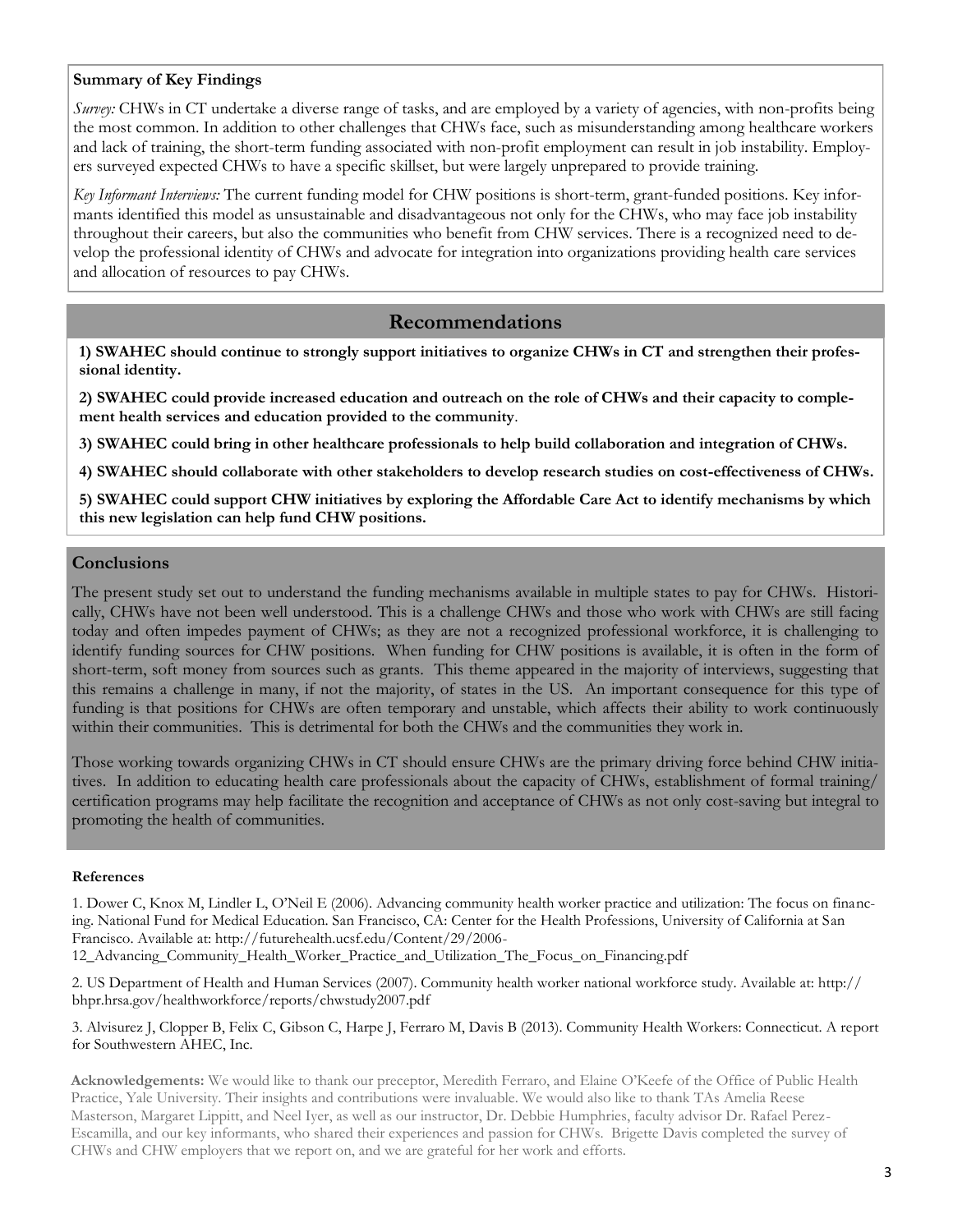**Summary of Key Findings**

*Survey:* CHWs in CT undertake a diverse range of tasks, and are employed by a variety of agencies, with non-profits being the most common. In addition to other challenges that CHWs face, such as misunderstanding among healthcare workers and lack of training, the short-term funding associated with non-profit employment can result in job instability. Employers surveyed expected CHWs to have a specific skillset, but were largely unprepared to provide training.

*Key Informant Interviews:* The current funding model for CHW positions is short-term, grant-funded positions. Key informants identified this model as unsustainable and disadvantageous not only for the CHWs, who may face job instability throughout their careers, but also the communities who benefit from CHW services. There is a recognized need to develop the professional identity of CHWs and advocate for integration into organizations providing health care services and allocation of resources to pay CHWs.

## Recommendations

**1) SWAHEC should continue to strongly support initiatives to organize CHWs in CT and strengthen their professional identity.**

**2) SWAHEC could provide increased education and outreach on the role of CHWs and their capacity to complement health services and education provided to the community.**

**3) SWAHEC could bring in other healthcare professionals to help build collaboration and integration of CHWs.**

**4) SWAHEC should collaborate with other stakeholders to develop research studies on cost-effectiveness of CHWs.**

**5) SWAHEC could support CHW initiatives by exploring the Affordable Care Act to identify mechanisms by which this new legislation can help fund CHW positions.**

## Conclusions

The present study set out to understand the funding mechanisms available in multiple states to pay for CHWs. Historically, CHWs have not been well understood. This is a challenge CHWs and those who work with CHWs are still facing today and often impedes payment of CHWs; as they are not a recognized professional workforce, it is challenging to identify funding sources for CHW positions. When funding for CHW positions is available, it is often in the form of short-term, soft money from sources such as grants. This theme appeared in the majority of interviews, suggesting that this remains a challenge in many, if not the majority, of states in the US. An important consequence for this type of funding is that positions for CHWs are often temporary and unstable, which affects their ability to work continuously within their communities. This is detrimental for both the CHWs and the communities they work in.

Those working towards organizing CHWs in CT should ensure CHWs are the primary driving force behind CHW initiatives. In addition to educating health care professionals about the capacity of CHWs, establishment of formal training/certification programs may help facilitate the recognition and acceptance of CHWs as not only cost-saving but integral to promoting the health of communities.

### References

1. Dower C, Knox M, Lindler L, O'Neil E (2006). Advancing community health worker practice and utilization: The focus on financing. National Fund for Medical Education. San Francisco, CA: Center for the Health Professions, University of California at San Francisco. Available at: http://futurehealth.ucsf.edu/Content/29/2006-12_Advancing_Community_Health_Worker_Practice_and_Utilization_The_Focus_on_Financing.pdf

2. US Department of Health and Human Services (2007). Community health worker national workforce study. Available at: http://bhpr.hrsa.gov/healthworkforce/reports/chwstudy2007.pdf

3. Alvisurez J, Clopper B, Felix C, Gibson C, Harpe J, Ferraro M, Davis B (2013). Community Health Workers: Connecticut. A report for Southwestern AHEC, Inc.

**Acknowledgements:** We would like to thank our preceptor, Meredith Ferraro, and Elaine O'Keefe of the Office of Public Health Practice, Yale University. Their insights and contributions were invaluable. We would also like to thank TAs Amelia Reese Masterson, Margaret Lippitt, and Neel Iyer, as well as our instructor, Dr. Debbie Humphries, faculty advisor Dr. Rafael Perez-Escamilla, and our key informants, who shared their experiences and passion for CHWs. Brigette Davis completed the survey of CHWs and CHW employers that we report on, and we are grateful for her work and efforts.